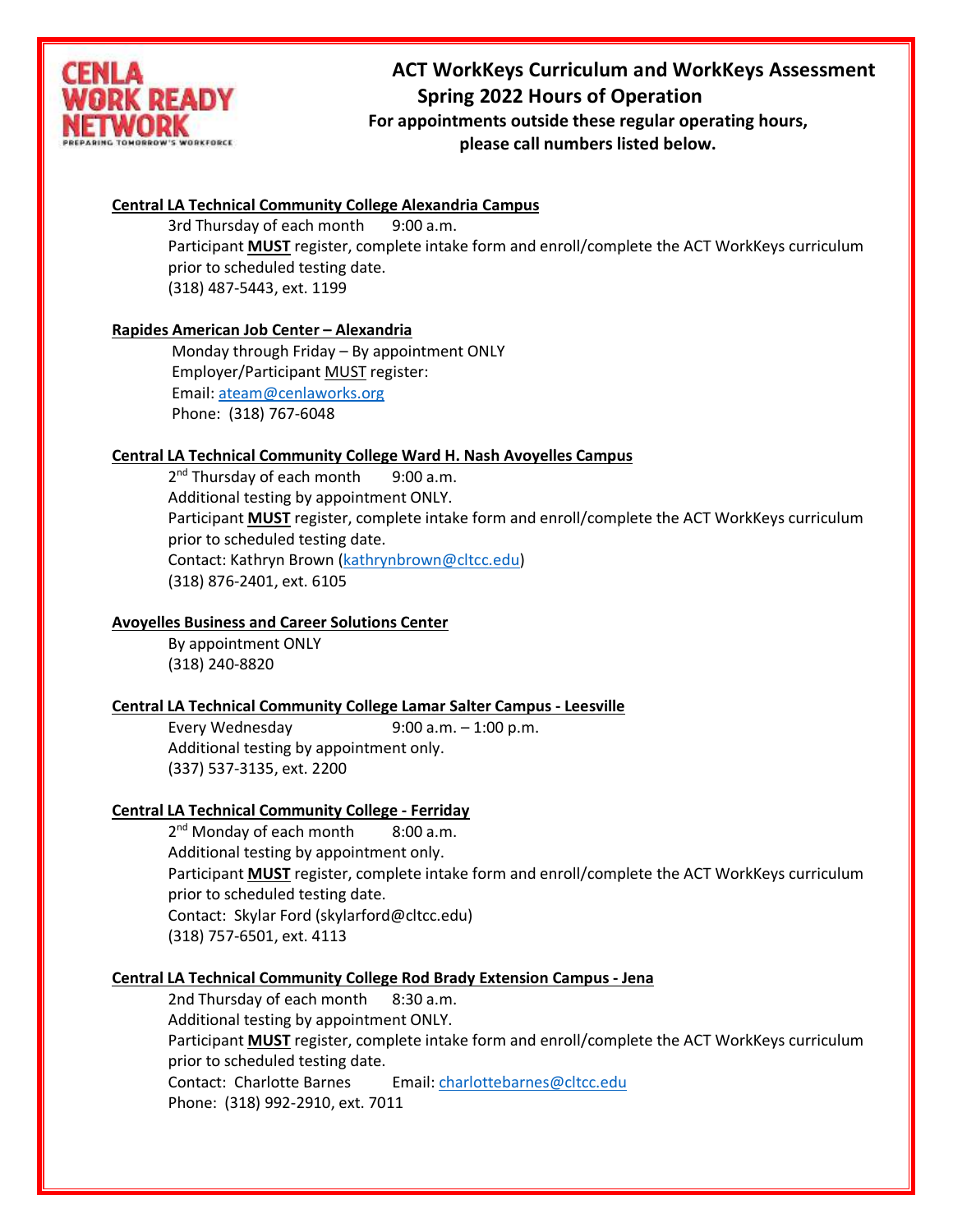# ACT WorkKeys Curriculum and WorkKeys Assessment Spring 2022 Hours of Operation

**For appointments outside these regular operating hours, please call numbers listed below.**

**Central LA Technical Community College Alexandria Campus**

3rd Thursday of each month 9:00 a.m.
Participant **MUST** register, complete intake form and enroll/complete the ACT WorkKeys curriculum prior to scheduled testing date.
(318) 487-5443, ext. 1199

**Rapides American Job Center – Alexandria**

Monday through Friday – By appointment ONLY
Employer/Participant MUST register:
Email: ateam@cenlaworks.org
Phone: (318) 767-6048

**Central LA Technical Community College Ward H. Nash Avoyelles Campus**

2nd Thursday of each month 9:00 a.m.
Additional testing by appointment ONLY.
Participant **MUST** register, complete intake form and enroll/complete the ACT WorkKeys curriculum prior to scheduled testing date.
Contact: Kathryn Brown (kathrynbrown@cltcc.edu)
(318) 876-2401, ext. 6105

**Avoyelles Business and Career Solutions Center**

By appointment ONLY
(318) 240-8820

**Central LA Technical Community College Lamar Salter Campus - Leesville**

Every Wednesday 9:00 a.m. – 1:00 p.m.
Additional testing by appointment only.
(337) 537-3135, ext. 2200

**Central LA Technical Community College - Ferriday**

2nd Monday of each month 8:00 a.m.
Additional testing by appointment only.
Participant **MUST** register, complete intake form and enroll/complete the ACT WorkKeys curriculum prior to scheduled testing date.
Contact: Skylar Ford (skylarford@cltcc.edu)
(318) 757-6501, ext. 4113

**Central LA Technical Community College Rod Brady Extension Campus - Jena**

2nd Thursday of each month 8:30 a.m.
Additional testing by appointment ONLY.
Participant **MUST** register, complete intake form and enroll/complete the ACT WorkKeys curriculum prior to scheduled testing date.
Contact: Charlotte Barnes Email: charlottebarnes@cltcc.edu
Phone: (318) 992-2910, ext. 7011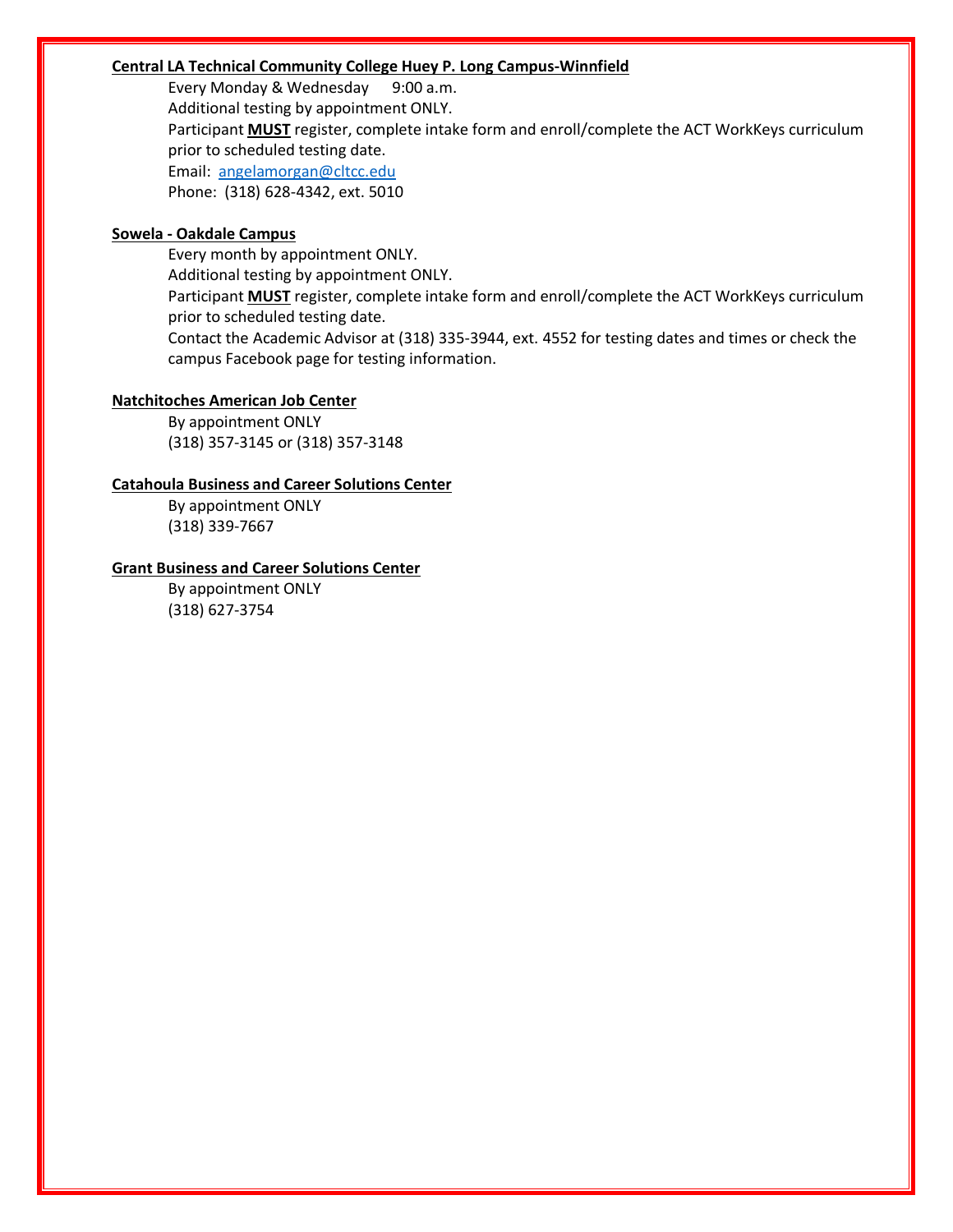**Central LA Technical Community College Huey P. Long Campus-Winnfield**

Every Monday & Wednesday 9:00 a.m.
Additional testing by appointment ONLY.
Participant **MUST** register, complete intake form and enroll/complete the ACT WorkKeys curriculum prior to scheduled testing date.
Email: angelamorgan@cltcc.edu
Phone: (318) 628-4342, ext. 5010

**Sowela - Oakdale Campus**

Every month by appointment ONLY.
Additional testing by appointment ONLY.
Participant **MUST** register, complete intake form and enroll/complete the ACT WorkKeys curriculum prior to scheduled testing date.
Contact the Academic Advisor at (318) 335-3944, ext. 4552 for testing dates and times or check the campus Facebook page for testing information.

**Natchitoches American Job Center**

By appointment ONLY
(318) 357-3145 or (318) 357-3148

**Catahoula Business and Career Solutions Center**

By appointment ONLY
(318) 339-7667

**Grant Business and Career Solutions Center**

By appointment ONLY
(318) 627-3754